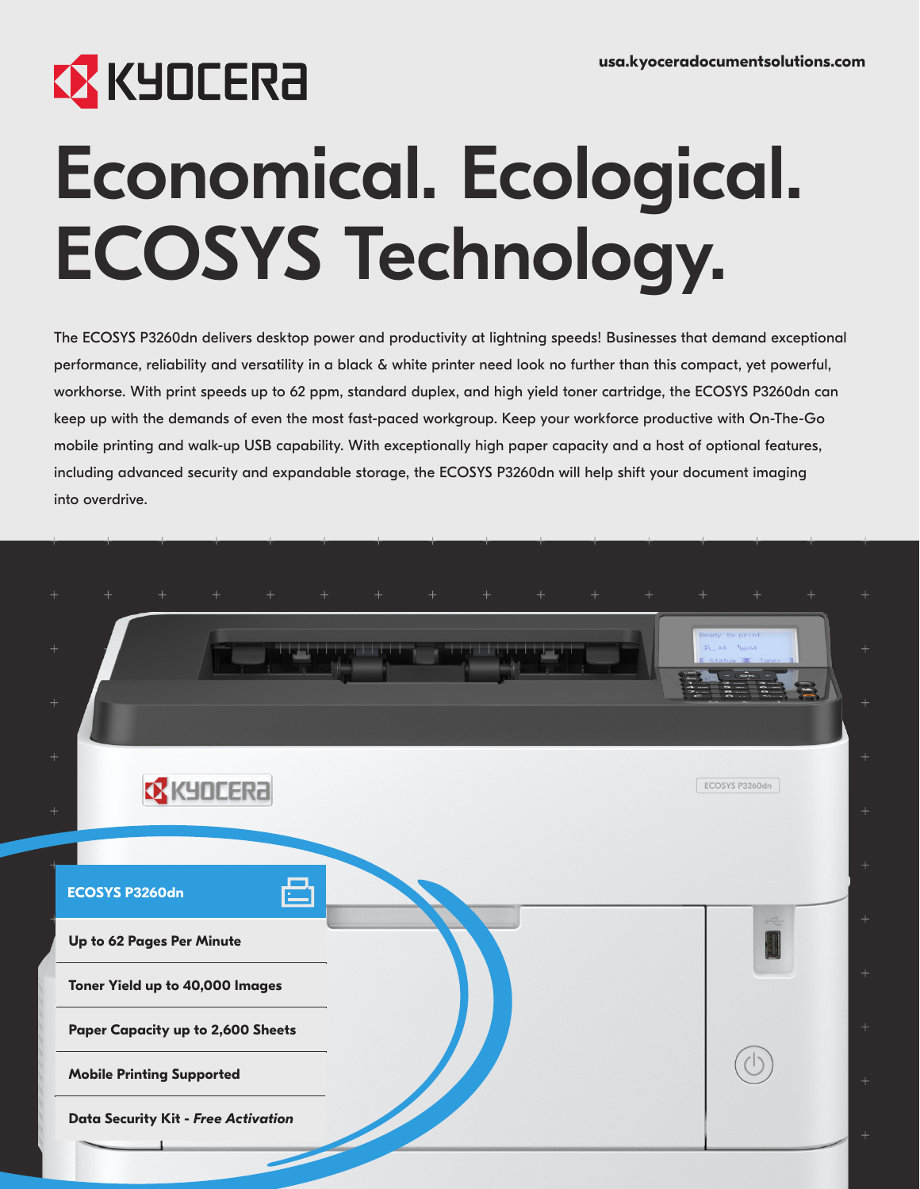KYOCERA

usa.kyoceradocumentsolutions.com

# Economical. Ecological. ECOSYS Technology.

The ECOSYS P3260dn delivers desktop power and productivity at lightning speeds! Businesses that demand exceptional performance, reliability and versatility in a black & white printer need look no further than this compact, yet powerful, workhorse. With print speeds up to 62 ppm, standard duplex, and high yield toner cartridge, the ECOSYS P3260dn can keep up with the demands of even the most fast-paced workgroup. Keep your workforce productive with On-The-Go mobile printing and walk-up USB capability. With exceptionally high paper capacity and a host of optional features, including advanced security and expandable storage, the ECOSYS P3260dn will help shift your document imaging into overdrive.

## ECOSYS P3260dn

- **Up to 62 Pages Per Minute**
- **Toner Yield up to 40,000 Images**
- **Paper Capacity up to 2,600 Sheets**
- **Mobile Printing Supported**
- **Data Security Kit - *Free Activation***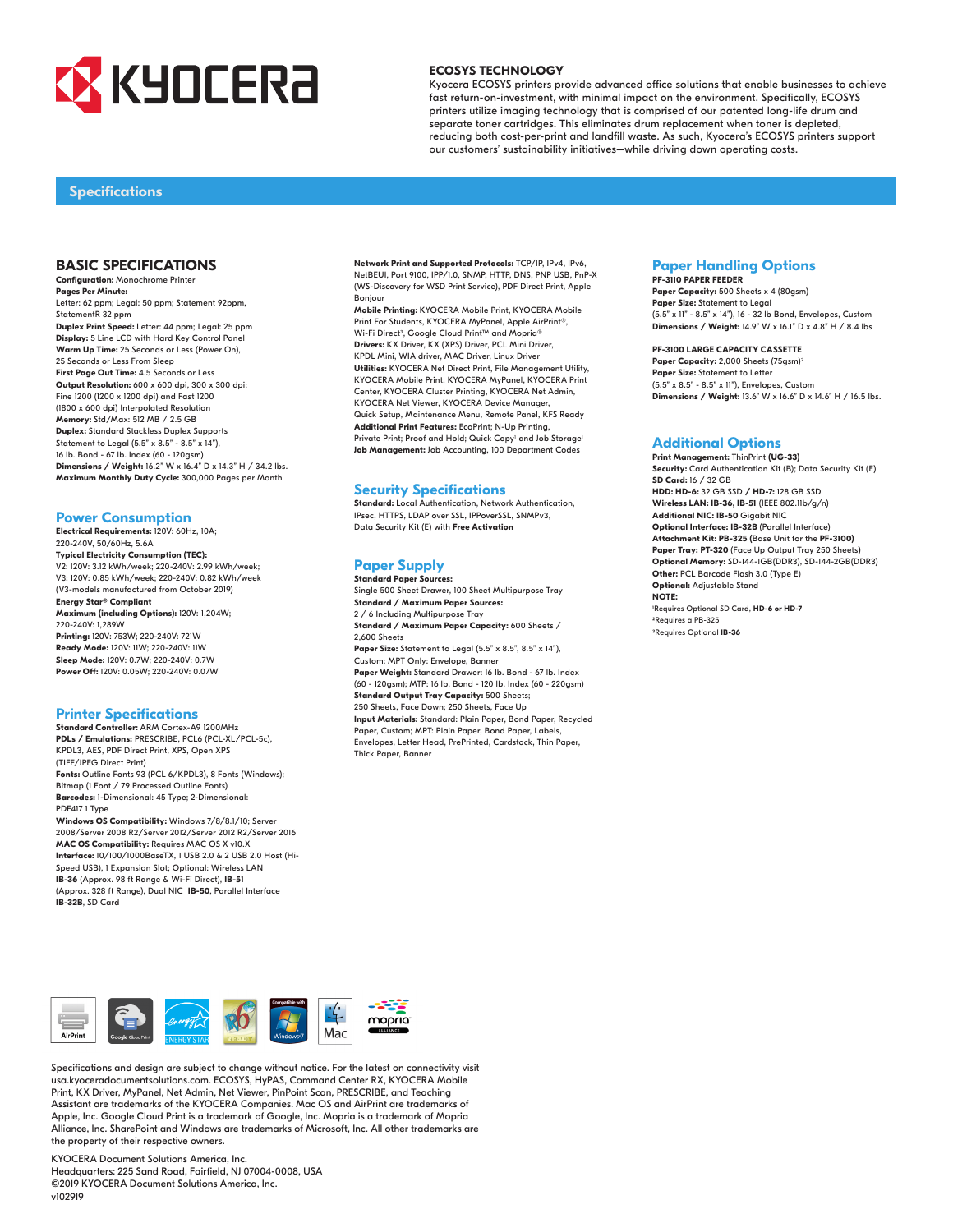## ECOSYS TECHNOLOGY

Kyocera ECOSYS printers provide advanced office solutions that enable businesses to achieve fast return-on-investment, with minimal impact on the environment. Specifically, ECOSYS printers utilize imaging technology that is comprised of our patented long-life drum and separate toner cartridges. This eliminates drum replacement when toner is depleted, reducing both cost-per-print and landfill waste. As such, Kyocera's ECOSYS printers support our customers' sustainability initiatives—while driving down operating costs.

# Specifications

## BASIC SPECIFICATIONS

**Configuration:** Monochrome Printer
**Pages Per Minute:**
Letter: 62 ppm; Legal: 50 ppm; Statement 92ppm, StatementR 32 ppm
**Duplex Print Speed:** Letter: 44 ppm; Legal: 25 ppm
**Display:** 5 Line LCD with Hard Key Control Panel
**Warm Up Time:** 25 Seconds or Less (Power On), 25 Seconds or Less From Sleep
**First Page Out Time:** 4.5 Seconds or Less
**Output Resolution:** 600 x 600 dpi, 300 x 300 dpi; Fine 1200 (1200 x 1200 dpi) and Fast 1200 (1800 x 600 dpi) Interpolated Resolution
**Memory:** Std/Max: 512 MB / 2.5 GB
**Duplex:** Standard Stackless Duplex Supports Statement to Legal (5.5" x 8.5" - 8.5" x 14"), 16 lb. Bond - 67 lb. Index (60 - 120gsm)
**Dimensions / Weight:** 16.2" W x 16.4" D x 14.3" H / 34.2 lbs.
**Maximum Monthly Duty Cycle:** 300,000 Pages per Month

## Power Consumption

**Electrical Requirements:** 120V: 60Hz, 10A; 220-240V, 50/60Hz, 5.6A
**Typical Electricity Consumption (TEC):**
V2: 120V: 3.12 kWh/week; 220-240V: 2.99 kWh/week;
V3: 120V: 0.85 kWh/week; 220-240V: 0.82 kWh/week
(V3-models manufactured from October 2019)
**Energy Star® Compliant**
**Maximum (including Options):** 120V: 1,204W; 220-240V: 1,289W
**Printing:** 120V: 753W; 220-240V: 721W
**Ready Mode:** 120V: 11W; 220-240V: 11W
**Sleep Mode:** 120V: 0.7W; 220-240V: 0.7W
**Power Off:** 120V: 0.05W; 220-240V: 0.07W

## Printer Specifications

**Standard Controller:** ARM Cortex-A9 1200MHz
**PDLs / Emulations:** PRESCRIBE, PCL6 (PCL-XL/PCL-5c), KPDL3, AES, PDF Direct Print, XPS, Open XPS (TIFF/JPEG Direct Print)
**Fonts:** Outline Fonts 93 (PCL 6/KPDL3), 8 Fonts (Windows); Bitmap (1 Font / 79 Processed Outline Fonts)
**Barcodes:** 1-Dimensional: 45 Type; 2-Dimensional: PDF417 1 Type
**Windows OS Compatibility:** Windows 7/8/8.1/10; Server 2008/Server 2008 R2/Server 2012/Server 2012 R2/Server 2016
**MAC OS Compatibility:** Requires MAC OS X v10.X
**Interface:** 10/100/1000BaseTX, 1 USB 2.0 & 2 USB 2.0 Host (Hi-Speed USB), 1 Expansion Slot; Optional: Wireless LAN **IB-36** (Approx. 98 ft Range & Wi-Fi Direct), **IB-51** (Approx. 328 ft Range), Dual NIC **IB-50**, Parallel Interface **IB-32B**, SD Card

**Network Print and Supported Protocols:** TCP/IP, IPv4, IPv6, NetBEUI, Port 9100, IPP/1.0, SNMP, HTTP, DNS, PNP USB, PnP-X (WS-Discovery for WSD Print Service), PDF Direct Print, Apple Bonjour
**Mobile Printing:** KYOCERA Mobile Print, KYOCERA Mobile Print For Students, KYOCERA MyPanel, Apple AirPrint®, Wi-Fi Direct[3], Google Cloud Print™ and Mopria®
**Drivers:** KX Driver, KX (XPS) Driver, PCL Mini Driver, KPDL Mini, WIA driver, MAC Driver, Linux Driver
**Utilities:** KYOCERA Net Direct Print, File Management Utility, KYOCERA Mobile Print, KYOCERA MyPanel, KYOCERA Print Center, KYOCERA Cluster Printing, KYOCERA Net Admin, KYOCERA Net Viewer, KYOCERA Device Manager, Quick Setup, Maintenance Menu, Remote Panel, KFS Ready
**Additional Print Features:** EcoPrint; N-Up Printing, Private Print; Proof and Hold; Quick Copy[1] and Job Storage[1]
**Job Management:** Job Accounting, 100 Department Codes

## Security Specifications

**Standard:** Local Authentication, Network Authentication, IPsec, HTTPS, LDAP over SSL, IPPoverSSL, SNMPv3, Data Security Kit (E) with **Free Activation**

## Paper Supply

**Standard Paper Sources:**
Single 500 Sheet Drawer, 100 Sheet Multipurpose Tray
**Standard / Maximum Paper Sources:**
2 / 6 Including Multipurpose Tray
**Standard / Maximum Paper Capacity:** 600 Sheets / 2,600 Sheets
**Paper Size:** Statement to Legal (5.5" x 8.5", 8.5" x 14"), Custom; MPT Only: Envelope, Banner
**Paper Weight:** Standard Drawer: 16 lb. Bond - 67 lb. Index (60 - 120gsm); MTP: 16 lb. Bond - 120 lb. Index (60 - 220gsm)
**Standard Output Tray Capacity:** 500 Sheets; 250 Sheets, Face Down; 250 Sheets, Face Up
**Input Materials:** Standard: Plain Paper, Bond Paper, Recycled Paper, Custom; MPT: Plain Paper, Bond Paper, Labels, Envelopes, Letter Head, PrePrinted, Cardstock, Thin Paper, Thick Paper, Banner

## Paper Handling Options

**PF-3110 PAPER FEEDER**
**Paper Capacity:** 500 Sheets x 4 (80gsm)
**Paper Size:** Statement to Legal (5.5" x 11" - 8.5" x 14"), 16 - 32 lb Bond, Envelopes, Custom
**Dimensions / Weight:** 14.9" W x 16.1" D x 4.8" H / 8.4 lbs

**PF-3100 LARGE CAPACITY CASSETTE**
**Paper Capacity:** 2,000 Sheets (75gsm)[2]
**Paper Size:** Statement to Letter (5.5" x 8.5" - 8.5" x 11"), Envelopes, Custom
**Dimensions / Weight:** 13.6" W x 16.6" D x 14.6" H / 16.5 lbs.

## Additional Options

**Print Management:** ThinPrint **(UG-33)**
**Security:** Card Authentication Kit (B); Data Security Kit (E)
**SD Card:** 16 / 32 GB
**HDD: HD-6:** 32 GB SSD **/ HD-7:** 128 GB SSD
**Wireless LAN: IB-36, IB-51** (IEEE 802.11b/g/n)
**Additional NIC: IB-50** Gigabit NIC
**Optional Interface: IB-32B** (Parallel Interface)
**Attachment Kit: PB-325 (**Base Unit for the **PF-3100)**
**Paper Tray: PT-320** (Face Up Output Tray 250 Sheets**)**
**Optional Memory:** SD-144-1GB(DDR3), SD-144-2GB(DDR3)
**Other:** PCL Barcode Flash 3.0 (Type E)
**Optional:** Adjustable Stand
**NOTE:**
[1]Requires Optional SD Card, **HD-6 or HD-7**
[2]Requires a PB-325
[3]Requires Optional **IB-36**

AirPrint | Google Cloud Print | ENERGY STAR | IPv6 READY | Compatible with Windows 7 | Mac | mopria ALLIANCE

Specifications and design are subject to change without notice. For the latest on connectivity visit usa.kyoceradocumentsolutions.com. ECOSYS, HyPAS, Command Center RX, KYOCERA Mobile Print, KX Driver, MyPanel, Net Admin, Net Viewer, PinPoint Scan, PRESCRIBE, and Teaching Assistant are trademarks of the KYOCERA Companies. Mac OS and AirPrint are trademarks of Apple, Inc. Google Cloud Print is a trademark of Google, Inc. Mopria is a trademark of Mopria Alliance, Inc. SharePoint and Windows are trademarks of Microsoft, Inc. All other trademarks are the property of their respective owners.

KYOCERA Document Solutions America, Inc.
Headquarters: 225 Sand Road, Fairfield, NJ 07004-0008, USA
©2019 KYOCERA Document Solutions America, Inc.
v102919